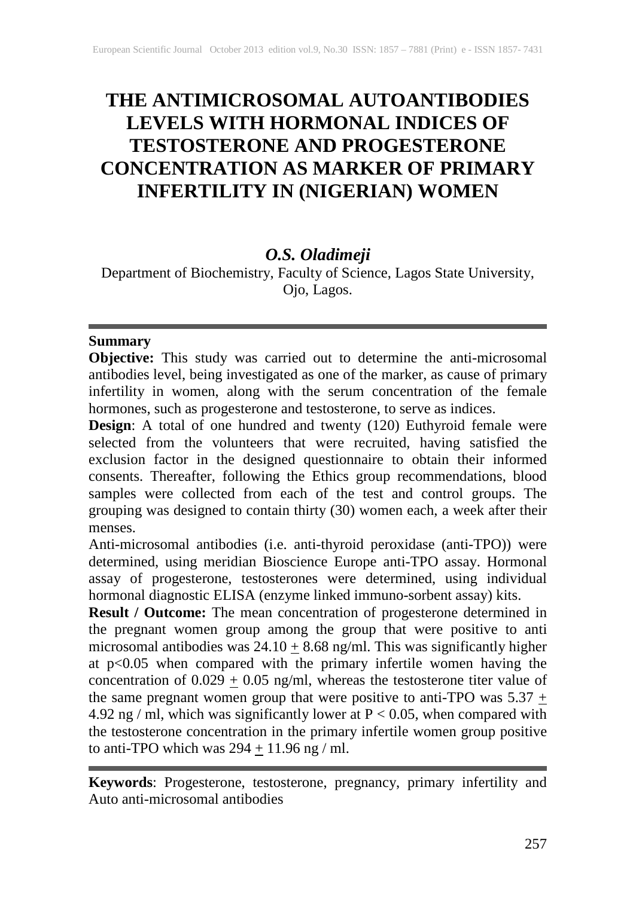# THE ANTIMICROSOMAL AUTOANTIBODIES LEVELS WITH HORMONAL INDICES OF TESTOSTERONE AND PROGESTERONE CONCENTRATION AS MARKER OF PRIMARY INFERTILITY IN (NIGERIAN) WOMEN

***O.S. Oladimeji***

Department of Biochemistry, Faculty of Science, Lagos State University, Ojo, Lagos.

---

**Summary**

**Objective:** This study was carried out to determine the anti-microsomal antibodies level, being investigated as one of the marker, as cause of primary infertility in women, along with the serum concentration of the female hormones, such as progesterone and testosterone, to serve as indices.

**Design**: A total of one hundred and twenty (120) Euthyroid female were selected from the volunteers that were recruited, having satisfied the exclusion factor in the designed questionnaire to obtain their informed consents. Thereafter, following the Ethics group recommendations, blood samples were collected from each of the test and control groups. The grouping was designed to contain thirty (30) women each, a week after their menses.

Anti-microsomal antibodies (i.e. anti-thyroid peroxidase (anti-TPO)) were determined, using meridian Bioscience Europe anti-TPO assay. Hormonal assay of progesterone, testosterones were determined, using individual hormonal diagnostic ELISA (enzyme linked immuno-sorbent assay) kits.

**Result / Outcome:** The mean concentration of progesterone determined in the pregnant women group among the group that were positive to anti microsomal antibodies was $24.10 \pm 8.68$ ng/ml. This was significantly higher at $p<0.05$ when compared with the primary infertile women having the concentration of $0.029 \pm 0.05$ ng/ml, whereas the testosterone titer value of the same pregnant women group that were positive to anti-TPO was $5.37 \pm 4.92$ ng / ml, which was significantly lower at $P < 0.05$, when compared with the testosterone concentration in the primary infertile women group positive to anti-TPO which was $294 \pm 11.96$ ng / ml.

---

**Keywords**: Progesterone, testosterone, pregnancy, primary infertility and Auto anti-microsomal antibodies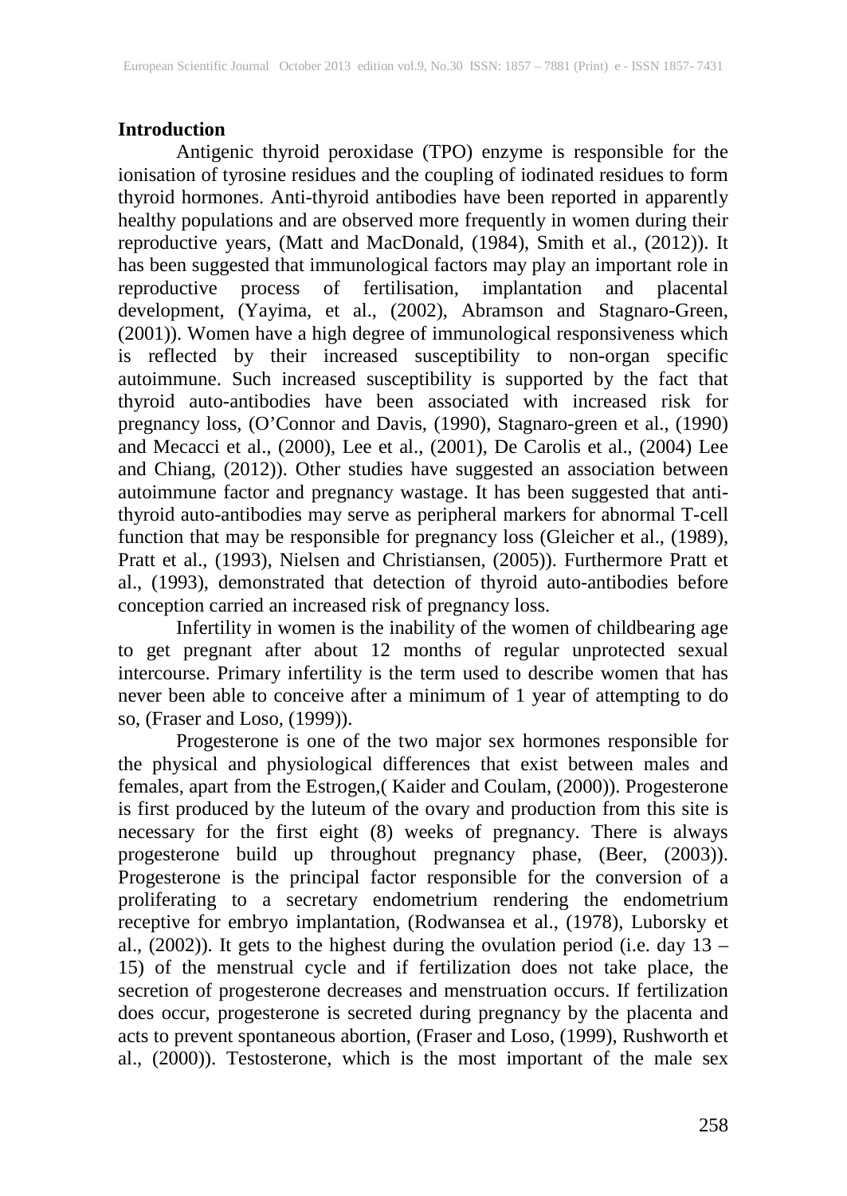## Introduction

Antigenic thyroid peroxidase (TPO) enzyme is responsible for the ionisation of tyrosine residues and the coupling of iodinated residues to form thyroid hormones. Anti-thyroid antibodies have been reported in apparently healthy populations and are observed more frequently in women during their reproductive years, (Matt and MacDonald, (1984), Smith et al., (2012)). It has been suggested that immunological factors may play an important role in reproductive process of fertilisation, implantation and placental development, (Yayima, et al., (2002), Abramson and Stagnaro-Green, (2001)). Women have a high degree of immunological responsiveness which is reflected by their increased susceptibility to non-organ specific autoimmune. Such increased susceptibility is supported by the fact that thyroid auto-antibodies have been associated with increased risk for pregnancy loss, (O'Connor and Davis, (1990), Stagnaro-green et al., (1990) and Mecacci et al., (2000), Lee et al., (2001), De Carolis et al., (2004) Lee and Chiang, (2012)). Other studies have suggested an association between autoimmune factor and pregnancy wastage. It has been suggested that anti-thyroid auto-antibodies may serve as peripheral markers for abnormal T-cell function that may be responsible for pregnancy loss (Gleicher et al., (1989), Pratt et al., (1993), Nielsen and Christiansen, (2005)). Furthermore Pratt et al., (1993), demonstrated that detection of thyroid auto-antibodies before conception carried an increased risk of pregnancy loss.

Infertility in women is the inability of the women of childbearing age to get pregnant after about 12 months of regular unprotected sexual intercourse. Primary infertility is the term used to describe women that has never been able to conceive after a minimum of 1 year of attempting to do so, (Fraser and Loso, (1999)).

Progesterone is one of the two major sex hormones responsible for the physical and physiological differences that exist between males and females, apart from the Estrogen,( Kaider and Coulam, (2000)). Progesterone is first produced by the luteum of the ovary and production from this site is necessary for the first eight (8) weeks of pregnancy. There is always progesterone build up throughout pregnancy phase, (Beer, (2003)). Progesterone is the principal factor responsible for the conversion of a proliferating to a secretary endometrium rendering the endometrium receptive for embryo implantation, (Rodwansea et al., (1978), Luborsky et al., (2002)). It gets to the highest during the ovulation period (i.e. day 13 – 15) of the menstrual cycle and if fertilization does not take place, the secretion of progesterone decreases and menstruation occurs. If fertilization does occur, progesterone is secreted during pregnancy by the placenta and acts to prevent spontaneous abortion, (Fraser and Loso, (1999), Rushworth et al., (2000)). Testosterone, which is the most important of the male sex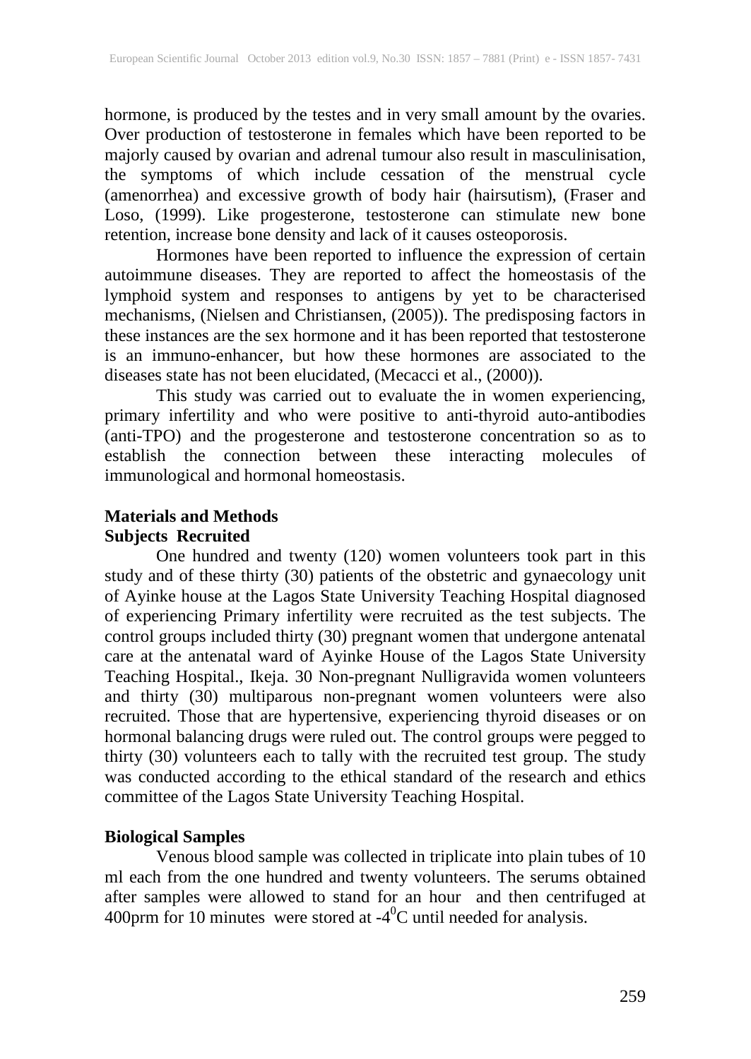hormone, is produced by the testes and in very small amount by the ovaries. Over production of testosterone in females which have been reported to be majorly caused by ovarian and adrenal tumour also result in masculinisation, the symptoms of which include cessation of the menstrual cycle (amenorrhea) and excessive growth of body hair (hairsutism), (Fraser and Loso, (1999). Like progesterone, testosterone can stimulate new bone retention, increase bone density and lack of it causes osteoporosis.

Hormones have been reported to influence the expression of certain autoimmune diseases. They are reported to affect the homeostasis of the lymphoid system and responses to antigens by yet to be characterised mechanisms, (Nielsen and Christiansen, (2005)). The predisposing factors in these instances are the sex hormone and it has been reported that testosterone is an immuno-enhancer, but how these hormones are associated to the diseases state has not been elucidated, (Mecacci et al., (2000)).

This study was carried out to evaluate the in women experiencing, primary infertility and who were positive to anti-thyroid auto-antibodies (anti-TPO) and the progesterone and testosterone concentration so as to establish the connection between these interacting molecules of immunological and hormonal homeostasis.

## Materials and Methods

### Subjects Recruited

One hundred and twenty (120) women volunteers took part in this study and of these thirty (30) patients of the obstetric and gynaecology unit of Ayinke house at the Lagos State University Teaching Hospital diagnosed of experiencing Primary infertility were recruited as the test subjects. The control groups included thirty (30) pregnant women that undergone antenatal care at the antenatal ward of Ayinke House of the Lagos State University Teaching Hospital., Ikeja. 30 Non-pregnant Nulligravida women volunteers and thirty (30) multiparous non-pregnant women volunteers were also recruited. Those that are hypertensive, experiencing thyroid diseases or on hormonal balancing drugs were ruled out. The control groups were pegged to thirty (30) volunteers each to tally with the recruited test group. The study was conducted according to the ethical standard of the research and ethics committee of the Lagos State University Teaching Hospital.

### Biological Samples

Venous blood sample was collected in triplicate into plain tubes of 10 ml each from the one hundred and twenty volunteers. The serums obtained after samples were allowed to stand for an hour and then centrifuged at 400prm for 10 minutes were stored at $-4^{0}C$ until needed for analysis.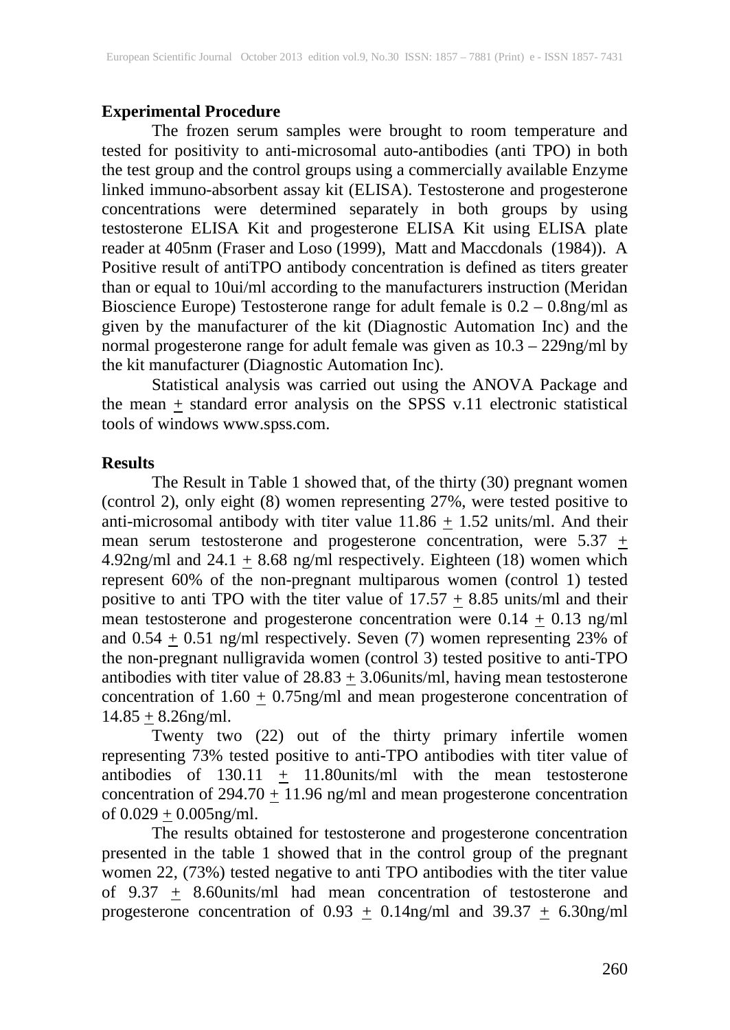### Experimental Procedure

The frozen serum samples were brought to room temperature and tested for positivity to anti-microsomal auto-antibodies (anti TPO) in both the test group and the control groups using a commercially available Enzyme linked immuno-absorbent assay kit (ELISA). Testosterone and progesterone concentrations were determined separately in both groups by using testosterone ELISA Kit and progesterone ELISA Kit using ELISA plate reader at 405nm (Fraser and Loso (1999), Matt and Maccdonals (1984)). A Positive result of antiTPO antibody concentration is defined as titers greater than or equal to 10ui/ml according to the manufacturers instruction (Meridan Bioscience Europe) Testosterone range for adult female is 0.2 – 0.8ng/ml as given by the manufacturer of the kit (Diagnostic Automation Inc) and the normal progesterone range for adult female was given as 10.3 – 229ng/ml by the kit manufacturer (Diagnostic Automation Inc).

Statistical analysis was carried out using the ANOVA Package and the mean $\pm$ standard error analysis on the SPSS v.11 electronic statistical tools of windows www.spss.com.

### Results

The Result in Table 1 showed that, of the thirty (30) pregnant women (control 2), only eight (8) women representing 27%, were tested positive to anti-microsomal antibody with titer value 11.86 $\pm$ 1.52 units/ml. And their mean serum testosterone and progesterone concentration, were 5.37 $\pm$ 4.92ng/ml and 24.1 $\pm$ 8.68 ng/ml respectively. Eighteen (18) women which represent 60% of the non-pregnant multiparous women (control 1) tested positive to anti TPO with the titer value of 17.57 $\pm$ 8.85 units/ml and their mean testosterone and progesterone concentration were 0.14 $\pm$ 0.13 ng/ml and 0.54 $\pm$ 0.51 ng/ml respectively. Seven (7) women representing 23% of the non-pregnant nulligravida women (control 3) tested positive to anti-TPO antibodies with titer value of 28.83 $\pm$ 3.06units/ml, having mean testosterone concentration of 1.60 $\pm$ 0.75ng/ml and mean progesterone concentration of 14.85 $\pm$ 8.26ng/ml.

Twenty two (22) out of the thirty primary infertile women representing 73% tested positive to anti-TPO antibodies with titer value of antibodies of 130.11 $\pm$ 11.80units/ml with the mean testosterone concentration of 294.70 $\pm$ 11.96 ng/ml and mean progesterone concentration of 0.029 $\pm$ 0.005ng/ml.

The results obtained for testosterone and progesterone concentration presented in the table 1 showed that in the control group of the pregnant women 22, (73%) tested negative to anti TPO antibodies with the titer value of 9.37 $\pm$ 8.60units/ml had mean concentration of testosterone and progesterone concentration of 0.93 $\pm$ 0.14ng/ml and 39.37 $\pm$ 6.30ng/ml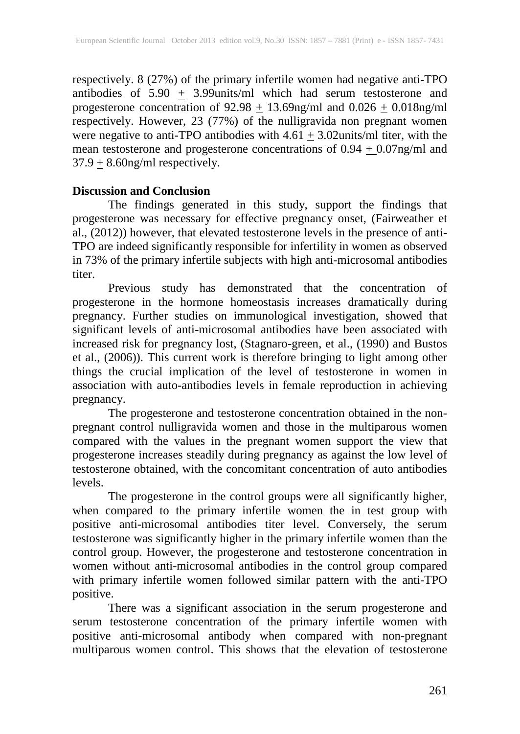respectively. 8 (27%) of the primary infertile women had negative anti-TPO antibodies of 5.90 $\pm$ 3.99units/ml which had serum testosterone and progesterone concentration of 92.98 $\pm$ 13.69ng/ml and 0.026 $\pm$ 0.018ng/ml respectively. However, 23 (77%) of the nulligravida non pregnant women were negative to anti-TPO antibodies with 4.61 $\pm$ 3.02units/ml titer, with the mean testosterone and progesterone concentrations of 0.94 $\pm$ 0.07ng/ml and 37.9 $\pm$ 8.60ng/ml respectively.

## Discussion and Conclusion

The findings generated in this study, support the findings that progesterone was necessary for effective pregnancy onset, (Fairweather et al., (2012)) however, that elevated testosterone levels in the presence of anti-TPO are indeed significantly responsible for infertility in women as observed in 73% of the primary infertile subjects with high anti-microsomal antibodies titer.

Previous study has demonstrated that the concentration of progesterone in the hormone homeostasis increases dramatically during pregnancy. Further studies on immunological investigation, showed that significant levels of anti-microsomal antibodies have been associated with increased risk for pregnancy lost, (Stagnaro-green, et al., (1990) and Bustos et al., (2006)). This current work is therefore bringing to light among other things the crucial implication of the level of testosterone in women in association with auto-antibodies levels in female reproduction in achieving pregnancy.

The progesterone and testosterone concentration obtained in the non-pregnant control nulligravida women and those in the multiparous women compared with the values in the pregnant women support the view that progesterone increases steadily during pregnancy as against the low level of testosterone obtained, with the concomitant concentration of auto antibodies levels.

The progesterone in the control groups were all significantly higher, when compared to the primary infertile women the in test group with positive anti-microsomal antibodies titer level. Conversely, the serum testosterone was significantly higher in the primary infertile women than the control group. However, the progesterone and testosterone concentration in women without anti-microsomal antibodies in the control group compared with primary infertile women followed similar pattern with the anti-TPO positive.

There was a significant association in the serum progesterone and serum testosterone concentration of the primary infertile women with positive anti-microsomal antibody when compared with non-pregnant multiparous women control. This shows that the elevation of testosterone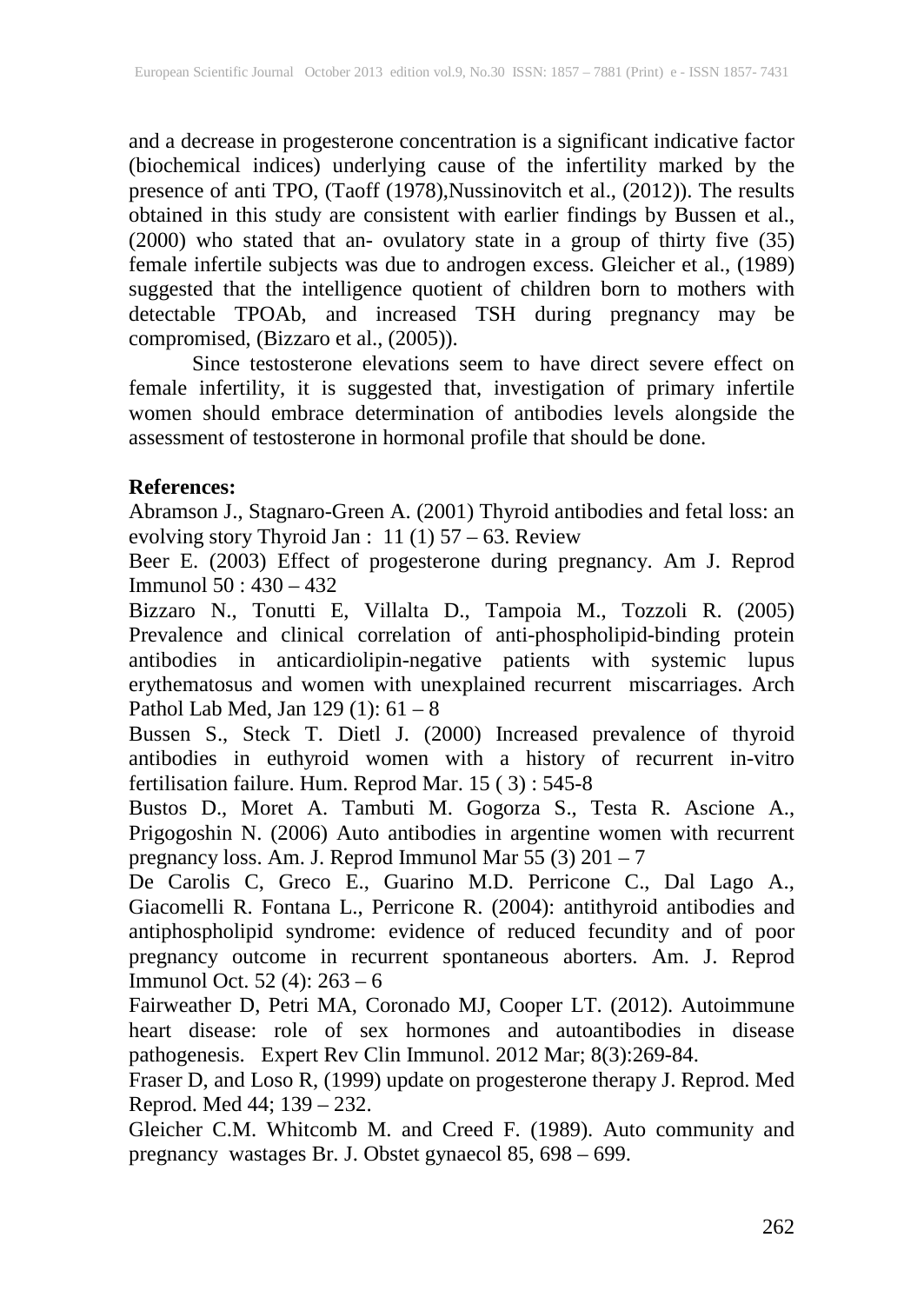and a decrease in progesterone concentration is a significant indicative factor (biochemical indices) underlying cause of the infertility marked by the presence of anti TPO, (Taoff (1978),Nussinovitch et al., (2012)). The results obtained in this study are consistent with earlier findings by Bussen et al., (2000) who stated that an- ovulatory state in a group of thirty five (35) female infertile subjects was due to androgen excess. Gleicher et al., (1989) suggested that the intelligence quotient of children born to mothers with detectable TPOAb, and increased TSH during pregnancy may be compromised, (Bizzaro et al., (2005)).

Since testosterone elevations seem to have direct severe effect on female infertility, it is suggested that, investigation of primary infertile women should embrace determination of antibodies levels alongside the assessment of testosterone in hormonal profile that should be done.

**References:**

Abramson J., Stagnaro-Green A. (2001) Thyroid antibodies and fetal loss: an evolving story Thyroid Jan : 11 (1) 57 – 63. Review

Beer E. (2003) Effect of progesterone during pregnancy. Am J. Reprod Immunol 50 : 430 – 432

Bizzaro N., Tonutti E, Villalta D., Tampoia M., Tozzoli R. (2005) Prevalence and clinical correlation of anti-phospholipid-binding protein antibodies in anticardiolipin-negative patients with systemic lupus erythematosus and women with unexplained recurrent miscarriages. Arch Pathol Lab Med, Jan 129 (1): 61 – 8

Bussen S., Steck T. Dietl J. (2000) Increased prevalence of thyroid antibodies in euthyroid women with a history of recurrent in-vitro fertilisation failure. Hum. Reprod Mar. 15 ( 3) : 545-8

Bustos D., Moret A. Tambuti M. Gogorza S., Testa R. Ascione A., Prigogoshin N. (2006) Auto antibodies in argentine women with recurrent pregnancy loss. Am. J. Reprod Immunol Mar 55 (3) 201 – 7

De Carolis C, Greco E., Guarino M.D. Perricone C., Dal Lago A., Giacomelli R. Fontana L., Perricone R. (2004): antithyroid antibodies and antiphospholipid syndrome: evidence of reduced fecundity and of poor pregnancy outcome in recurrent spontaneous aborters. Am. J. Reprod Immunol Oct. 52 (4): 263 – 6

Fairweather D, Petri MA, Coronado MJ, Cooper LT. (2012). Autoimmune heart disease: role of sex hormones and autoantibodies in disease pathogenesis. Expert Rev Clin Immunol. 2012 Mar; 8(3):269-84.

Fraser D, and Loso R, (1999) update on progesterone therapy J. Reprod. Med Reprod. Med 44; 139 – 232.

Gleicher C.M. Whitcomb M. and Creed F. (1989). Auto community and pregnancy wastages Br. J. Obstet gynaecol 85, 698 – 699.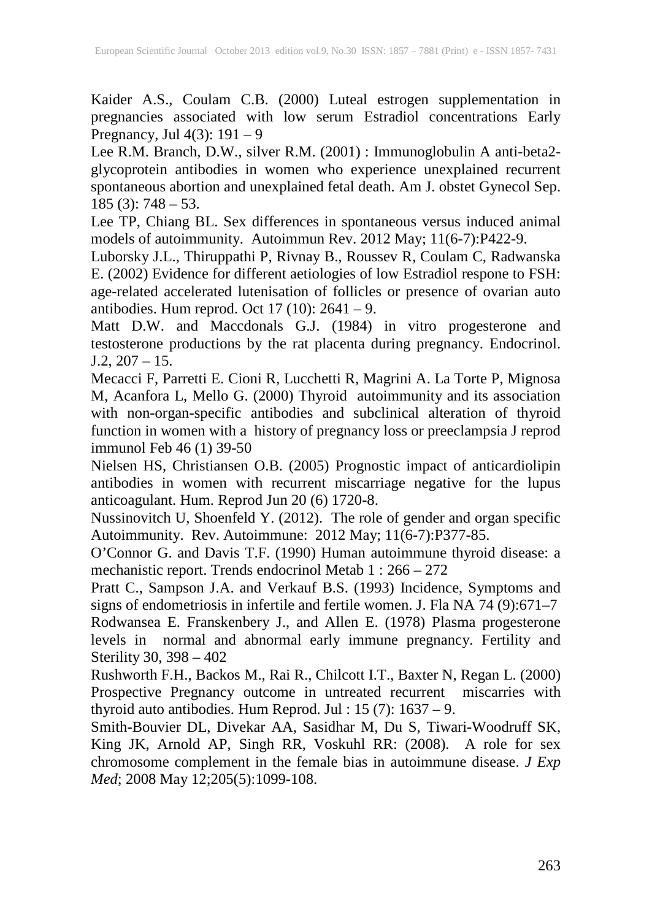Kaider A.S., Coulam C.B. (2000) Luteal estrogen supplementation in pregnancies associated with low serum Estradiol concentrations Early Pregnancy, Jul 4(3): 191 – 9

Lee R.M. Branch, D.W., silver R.M. (2001) : Immunoglobulin A anti-beta2-glycoprotein antibodies in women who experience unexplained recurrent spontaneous abortion and unexplained fetal death. Am J. obstet Gynecol Sep. 185 (3): 748 – 53.

Lee TP, Chiang BL. Sex differences in spontaneous versus induced animal models of autoimmunity. Autoimmun Rev. 2012 May; 11(6-7):P422-9.

Luborsky J.L., Thiruppathi P, Rivnay B., Roussev R, Coulam C, Radwanska E. (2002) Evidence for different aetiologies of low Estradiol respone to FSH: age-related accelerated lutenisation of follicles or presence of ovarian auto antibodies. Hum reprod. Oct 17 (10): 2641 – 9.

Matt D.W. and Maccdonals G.J. (1984) in vitro progesterone and testosterone productions by the rat placenta during pregnancy. Endocrinol. J.2, 207 – 15.

Mecacci F, Parretti E. Cioni R, Lucchetti R, Magrini A. La Torte P, Mignosa M, Acanfora L, Mello G. (2000) Thyroid autoimmunity and its association with non-organ-specific antibodies and subclinical alteration of thyroid function in women with a history of pregnancy loss or preeclampsia J reprod immunol Feb 46 (1) 39-50

Nielsen HS, Christiansen O.B. (2005) Prognostic impact of anticardiolipin antibodies in women with recurrent miscarriage negative for the lupus anticoagulant. Hum. Reprod Jun 20 (6) 1720-8.

Nussinovitch U, Shoenfeld Y. (2012). The role of gender and organ specific Autoimmunity. Rev. Autoimmune: 2012 May; 11(6-7):P377-85.

O'Connor G. and Davis T.F. (1990) Human autoimmune thyroid disease: a mechanistic report. Trends endocrinol Metab 1 : 266 – 272

Pratt C., Sampson J.A. and Verkauf B.S. (1993) Incidence, Symptoms and signs of endometriosis in infertile and fertile women. J. Fla NA 74 (9):671–7

Rodwansea E. Franskenbery J., and Allen E. (1978) Plasma progesterone levels in normal and abnormal early immune pregnancy. Fertility and Sterility 30, 398 – 402

Rushworth F.H., Backos M., Rai R., Chilcott I.T., Baxter N, Regan L. (2000) Prospective Pregnancy outcome in untreated recurrent miscarries with thyroid auto antibodies. Hum Reprod. Jul : 15 (7): 1637 – 9.

Smith-Bouvier DL, Divekar AA, Sasidhar M, Du S, Tiwari-Woodruff SK, King JK, Arnold AP, Singh RR, Voskuhl RR: (2008). A role for sex chromosome complement in the female bias in autoimmune disease. *J Exp Med*; 2008 May 12;205(5):1099-108.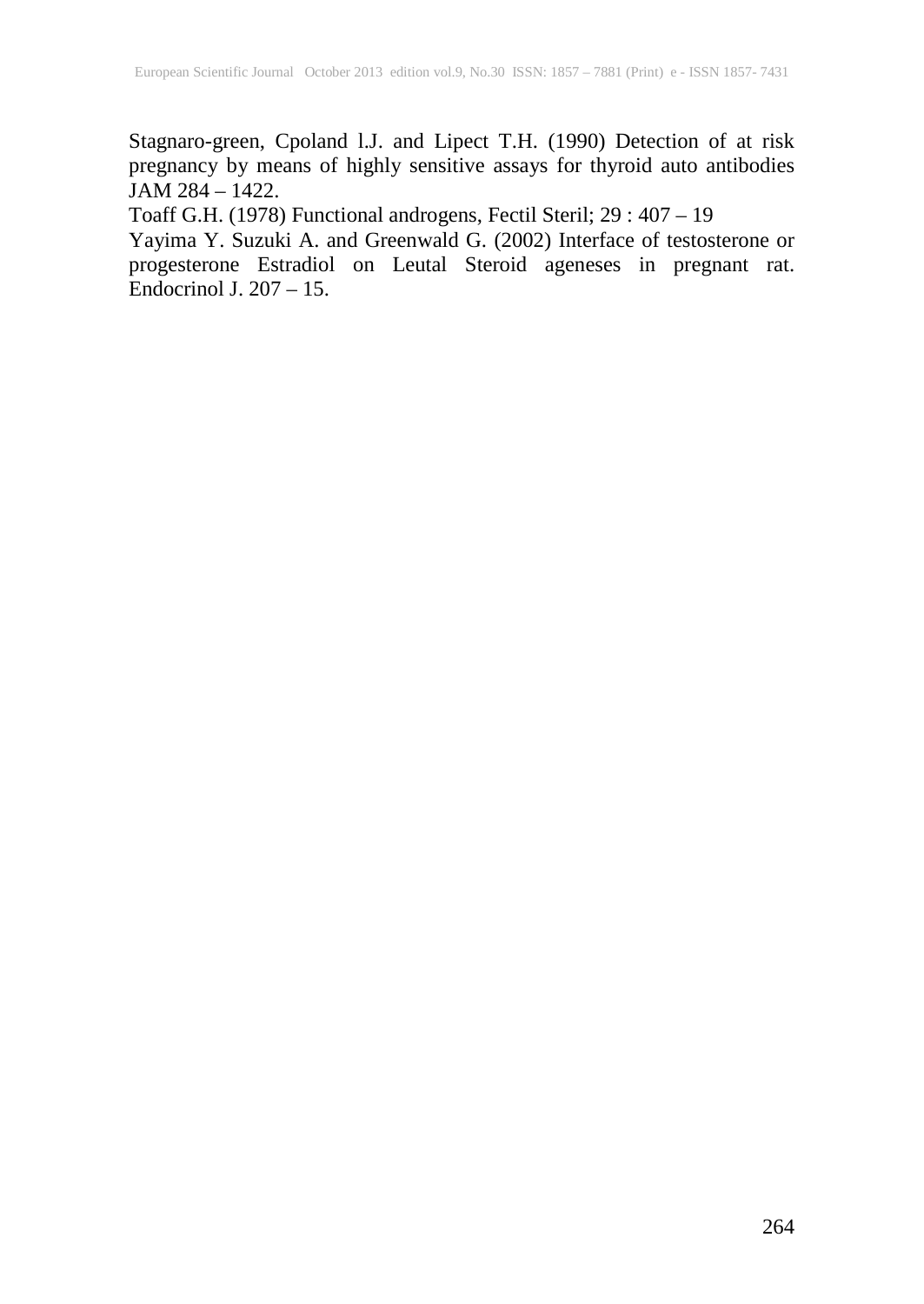Stagnaro-green, Cpoland l.J. and Lipect T.H. (1990) Detection of at risk pregnancy by means of highly sensitive assays for thyroid auto antibodies JAM 284 – 1422.

Toaff G.H. (1978) Functional androgens, Fectil Steril; 29 : 407 – 19

Yayima Y. Suzuki A. and Greenwald G. (2002) Interface of testosterone or progesterone Estradiol on Leutal Steroid ageneses in pregnant rat. Endocrinol J. 207 – 15.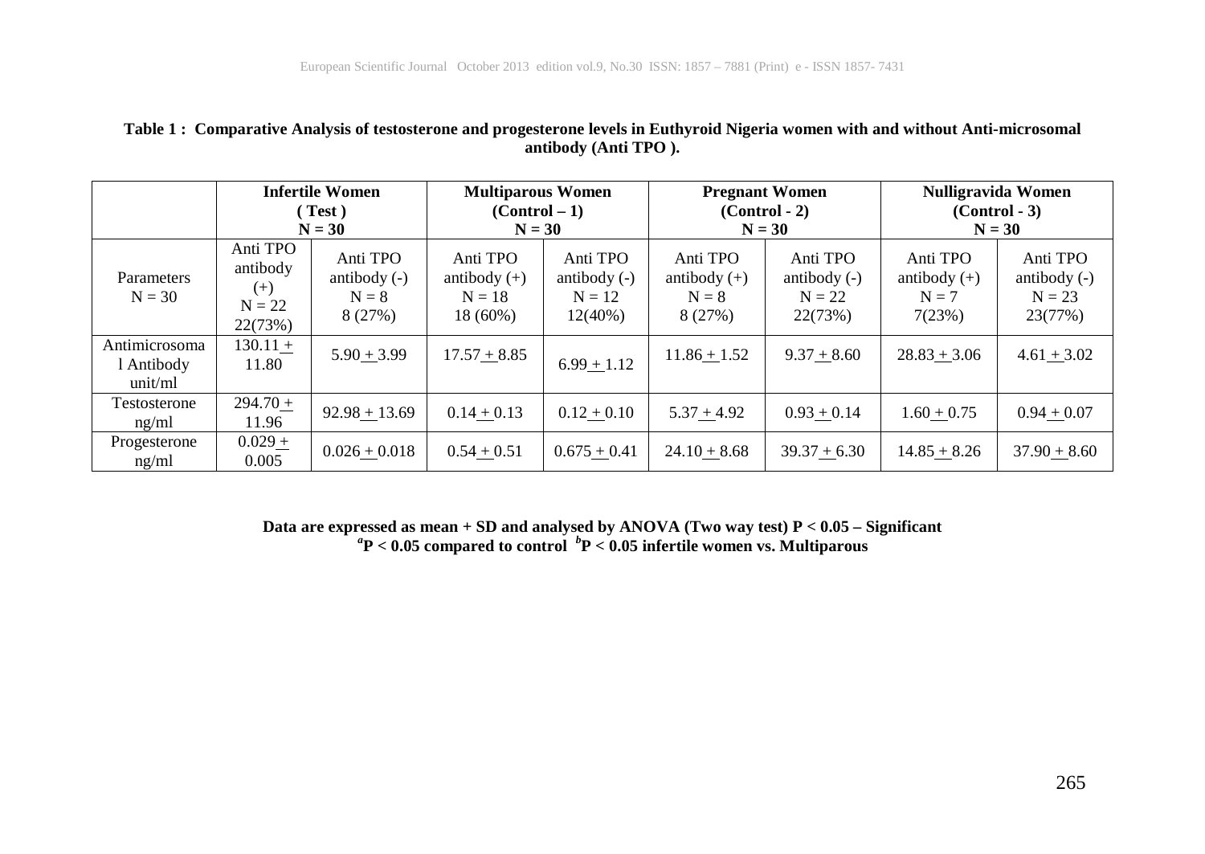**Table 1 : Comparative Analysis of testosterone and progesterone levels in Euthyroid Nigeria women with and without Anti-microsomal antibody (Anti TPO ).**

| | Infertile Women ( Test ) N = 30 | | Multiparous Women (Control – 1) N = 30 | | Pregnant Women (Control - 2) N = 30 | | Nulligravida Women (Control - 3) N = 30 | |
|---|---|---|---|---|---|---|---|---|
| Parameters N = 30 | Anti TPO antibody (+) N = 22 22(73%) | Anti TPO antibody (-) N = 8 8 (27%) | Anti TPO antibody (+) N = 18 18 (60%) | Anti TPO antibody (-) N = 12 12(40%) | Anti TPO antibody (+) N = 8 8 (27%) | Anti TPO antibody (-) N = 22 22(73%) | Anti TPO antibody (+) N = 7 7(23%) | Anti TPO antibody (-) N = 23 23(77%) |
| Antimicrosomal Antibody unit/ml | 130.11 ± 11.80 | 5.90 ± 3.99 | 17.57 ± 8.85 | 6.99 ± 1.12 | 11.86 ± 1.52 | 9.37 ± 8.60 | 28.83 ± 3.06 | 4.61 ± 3.02 |
| Testosterone ng/ml | 294.70 ± 11.96 | 92.98 ± 13.69 | 0.14 ± 0.13 | 0.12 ± 0.10 | 5.37 ± 4.92 | 0.93 ± 0.14 | 1.60 ± 0.75 | 0.94 ± 0.07 |
| Progesterone ng/ml | 0.029 ± 0.005 | 0.026 ± 0.018 | 0.54 ± 0.51 | 0.675 ± 0.41 | 24.10 ± 8.68 | 39.37 ± 6.30 | 14.85 ± 8.26 | 37.90 ± 8.60 |

**Data are expressed as mean + SD and analysed by ANOVA (Two way test) P < 0.05 – Significant**
**[a]P < 0.05 compared to control [b]P < 0.05 infertile women vs. Multiparous**